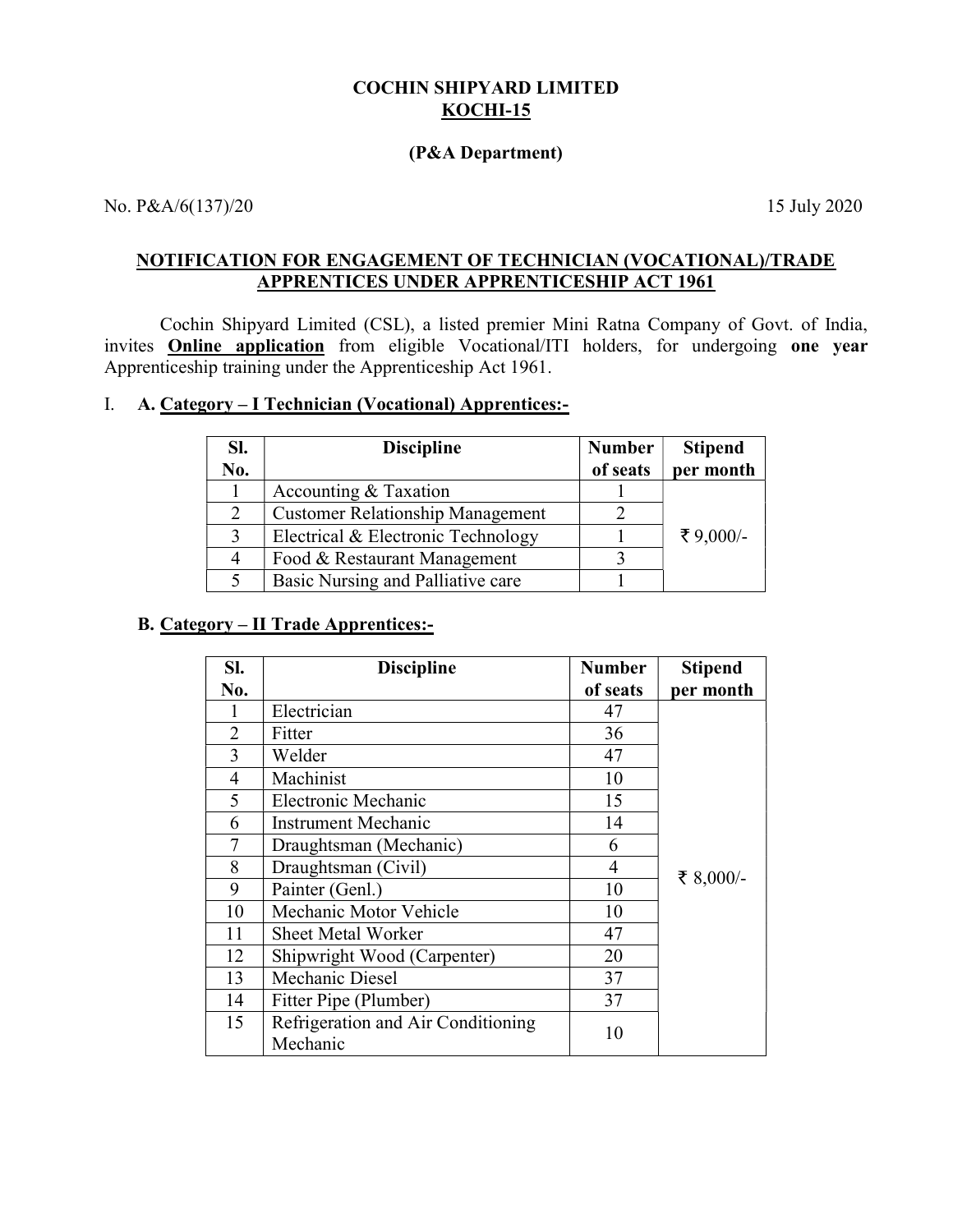# COCHIN SHIPYARD LIMITED
## KOCHI-15

**(P&A Department)**

No. P&A/6(137)/20 15 July 2020

## NOTIFICATION FOR ENGAGEMENT OF TECHNICIAN (VOCATIONAL)/TRADE APPRENTICES UNDER APPRENTICESHIP ACT 1961

Cochin Shipyard Limited (CSL), a listed premier Mini Ratna Company of Govt. of India, invites **Online application** from eligible Vocational/ITI holders, for undergoing **one year** Apprenticeship training under the Apprenticeship Act 1961.

I. **A. Category – I Technician (Vocational) Apprentices:-**

| Sl. No. | Discipline | Number of seats | Stipend per month |
|---|---|---|---|
| 1 | Accounting & Taxation | 1 | ₹ 9,000/- |
| 2 | Customer Relationship Management | 2 | |
| 3 | Electrical & Electronic Technology | 1 | |
| 4 | Food & Restaurant Management | 3 | |
| 5 | Basic Nursing and Palliative care | 1 | |

**B. Category – II Trade Apprentices:-**

| Sl. No. | Discipline | Number of seats | Stipend per month |
|---|---|---|---|
| 1 | Electrician | 47 | ₹ 8,000/- |
| 2 | Fitter | 36 | |
| 3 | Welder | 47 | |
| 4 | Machinist | 10 | |
| 5 | Electronic Mechanic | 15 | |
| 6 | Instrument Mechanic | 14 | |
| 7 | Draughtsman (Mechanic) | 6 | |
| 8 | Draughtsman (Civil) | 4 | |
| 9 | Painter (Genl.) | 10 | |
| 10 | Mechanic Motor Vehicle | 10 | |
| 11 | Sheet Metal Worker | 47 | |
| 12 | Shipwright Wood (Carpenter) | 20 | |
| 13 | Mechanic Diesel | 37 | |
| 14 | Fitter Pipe (Plumber) | 37 | |
| 15 | Refrigeration and Air Conditioning Mechanic | 10 | |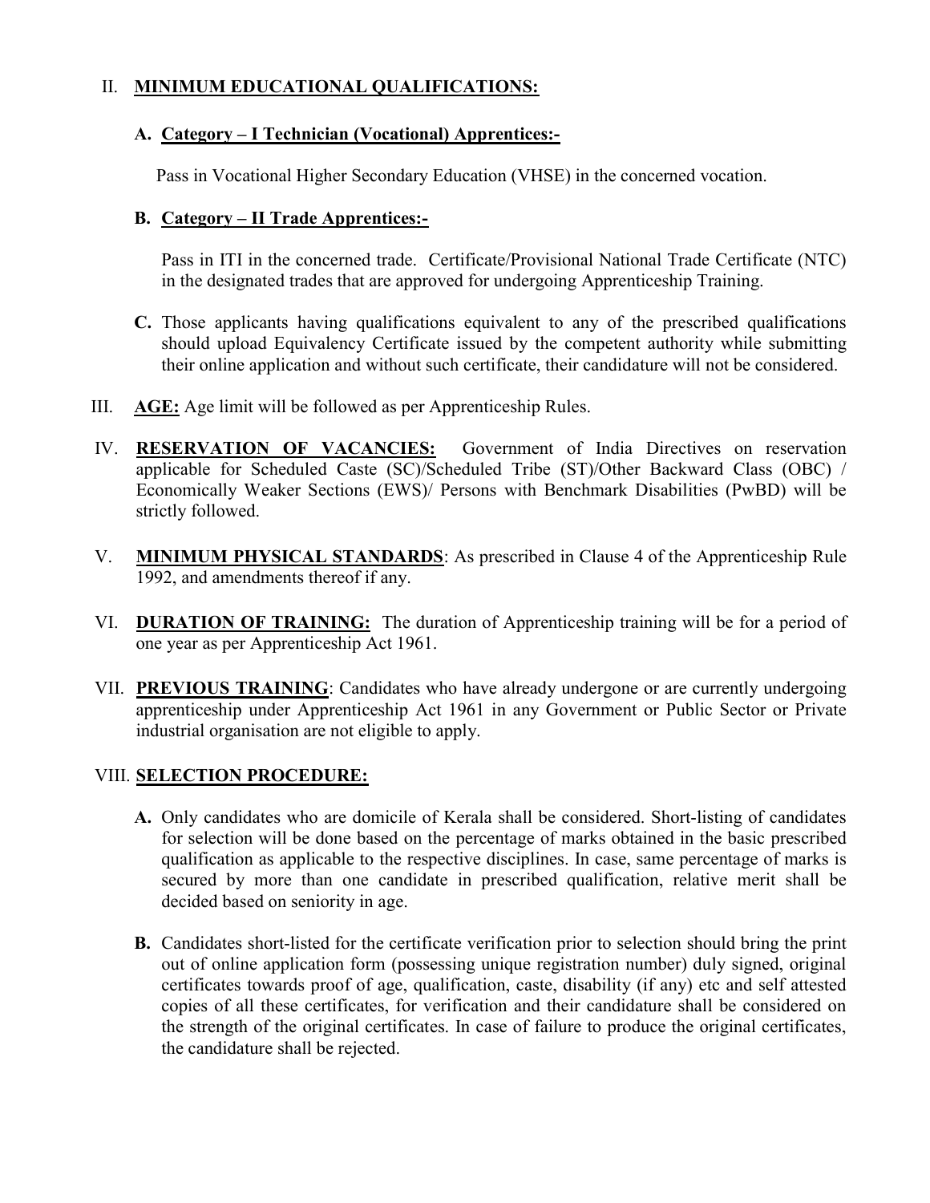## II. **MINIMUM EDUCATIONAL QUALIFICATIONS:**

### A. **Category – I Technician (Vocational) Apprentices:-**

Pass in Vocational Higher Secondary Education (VHSE) in the concerned vocation.

### B. **Category – II Trade Apprentices:-**

Pass in ITI in the concerned trade. Certificate/Provisional National Trade Certificate (NTC) in the designated trades that are approved for undergoing Apprenticeship Training.

**C.** Those applicants having qualifications equivalent to any of the prescribed qualifications should upload Equivalency Certificate issued by the competent authority while submitting their online application and without such certificate, their candidature will not be considered.

III. **AGE:** Age limit will be followed as per Apprenticeship Rules.

IV. **RESERVATION OF VACANCIES:** Government of India Directives on reservation applicable for Scheduled Caste (SC)/Scheduled Tribe (ST)/Other Backward Class (OBC) / Economically Weaker Sections (EWS)/ Persons with Benchmark Disabilities (PwBD) will be strictly followed.

V. **MINIMUM PHYSICAL STANDARDS**: As prescribed in Clause 4 of the Apprenticeship Rule 1992, and amendments thereof if any.

VI. **DURATION OF TRAINING:** The duration of Apprenticeship training will be for a period of one year as per Apprenticeship Act 1961.

VII. **PREVIOUS TRAINING**: Candidates who have already undergone or are currently undergoing apprenticeship under Apprenticeship Act 1961 in any Government or Public Sector or Private industrial organisation are not eligible to apply.

## VIII. **SELECTION PROCEDURE:**

**A.** Only candidates who are domicile of Kerala shall be considered. Short-listing of candidates for selection will be done based on the percentage of marks obtained in the basic prescribed qualification as applicable to the respective disciplines. In case, same percentage of marks is secured by more than one candidate in prescribed qualification, relative merit shall be decided based on seniority in age.

**B.** Candidates short-listed for the certificate verification prior to selection should bring the print out of online application form (possessing unique registration number) duly signed, original certificates towards proof of age, qualification, caste, disability (if any) etc and self attested copies of all these certificates, for verification and their candidature shall be considered on the strength of the original certificates. In case of failure to produce the original certificates, the candidature shall be rejected.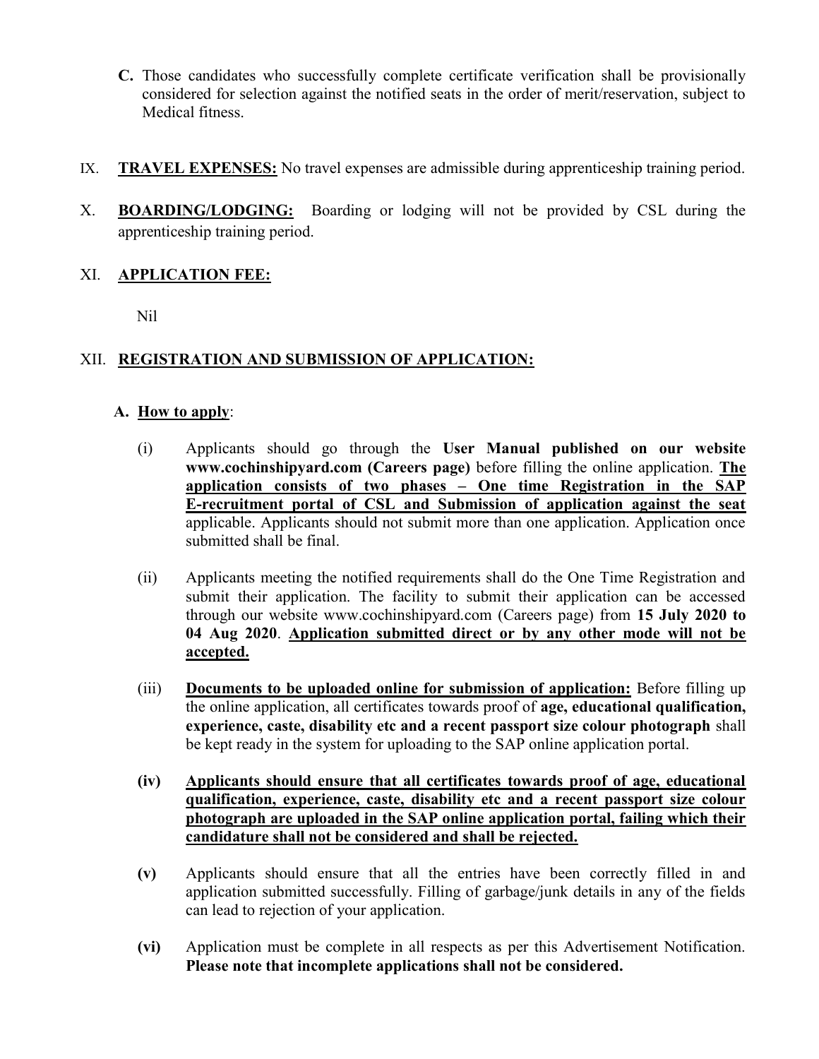**C.** Those candidates who successfully complete certificate verification shall be provisionally considered for selection against the notified seats in the order of merit/reservation, subject to Medical fitness.

IX. **TRAVEL EXPENSES:** No travel expenses are admissible during apprenticeship training period.

X. **BOARDING/LODGING:** Boarding or lodging will not be provided by CSL during the apprenticeship training period.

XI. **APPLICATION FEE:**

Nil

XII. **REGISTRATION AND SUBMISSION OF APPLICATION:**

**A. How to apply**:

(i) Applicants should go through the **User Manual published on our website www.cochinshipyard.com (Careers page)** before filling the online application. **The application consists of two phases – One time Registration in the SAP E-recruitment portal of CSL and Submission of application against the seat** applicable. Applicants should not submit more than one application. Application once submitted shall be final.

(ii) Applicants meeting the notified requirements shall do the One Time Registration and submit their application. The facility to submit their application can be accessed through our website www.cochinshipyard.com (Careers page) from **15 July 2020 to 04 Aug 2020**. **Application submitted direct or by any other mode will not be accepted.**

(iii) **Documents to be uploaded online for submission of application:** Before filling up the online application, all certificates towards proof of **age, educational qualification, experience, caste, disability etc and a recent passport size colour photograph** shall be kept ready in the system for uploading to the SAP online application portal.

**(iv) Applicants should ensure that all certificates towards proof of age, educational qualification, experience, caste, disability etc and a recent passport size colour photograph are uploaded in the SAP online application portal, failing which their candidature shall not be considered and shall be rejected.**

**(v)** Applicants should ensure that all the entries have been correctly filled in and application submitted successfully. Filling of garbage/junk details in any of the fields can lead to rejection of your application.

**(vi)** Application must be complete in all respects as per this Advertisement Notification. **Please note that incomplete applications shall not be considered.**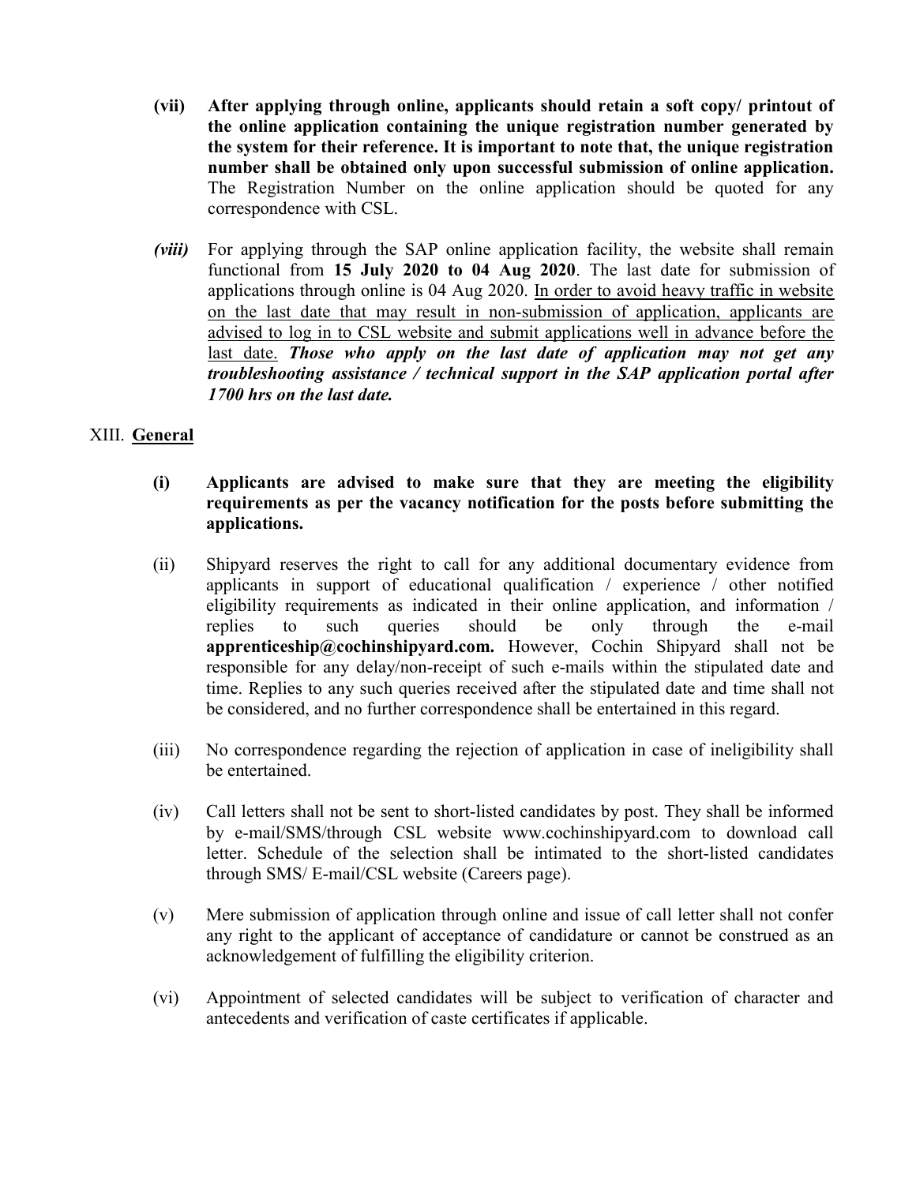**(vii)** **After applying through online, applicants should retain a soft copy/ printout of the online application containing the unique registration number generated by the system for their reference. It is important to note that, the unique registration number shall be obtained only upon successful submission of online application.** The Registration Number on the online application should be quoted for any correspondence with CSL.

***(viii)*** For applying through the SAP online application facility, the website shall remain functional from **15 July 2020 to 04 Aug 2020**. The last date for submission of applications through online is 04 Aug 2020. <u>In order to avoid heavy traffic in website on the last date that may result in non-submission of application, applicants are advised to log in to CSL website and submit applications well in advance before the last date.</u> ***Those who apply on the last date of application may not get any troubleshooting assistance / technical support in the SAP application portal after 1700 hrs on the last date.***

## XIII. <u>General</u>

**(i)** **Applicants are advised to make sure that they are meeting the eligibility requirements as per the vacancy notification for the posts before submitting the applications.**

(ii) Shipyard reserves the right to call for any additional documentary evidence from applicants in support of educational qualification / experience / other notified eligibility requirements as indicated in their online application, and information / replies to such queries should be only through the e-mail **apprenticeship@cochinshipyard.com.** However, Cochin Shipyard shall not be responsible for any delay/non-receipt of such e-mails within the stipulated date and time. Replies to any such queries received after the stipulated date and time shall not be considered, and no further correspondence shall be entertained in this regard.

(iii) No correspondence regarding the rejection of application in case of ineligibility shall be entertained.

(iv) Call letters shall not be sent to short-listed candidates by post. They shall be informed by e-mail/SMS/through CSL website www.cochinshipyard.com to download call letter. Schedule of the selection shall be intimated to the short-listed candidates through SMS/ E-mail/CSL website (Careers page).

(v) Mere submission of application through online and issue of call letter shall not confer any right to the applicant of acceptance of candidature or cannot be construed as an acknowledgement of fulfilling the eligibility criterion.

(vi) Appointment of selected candidates will be subject to verification of character and antecedents and verification of caste certificates if applicable.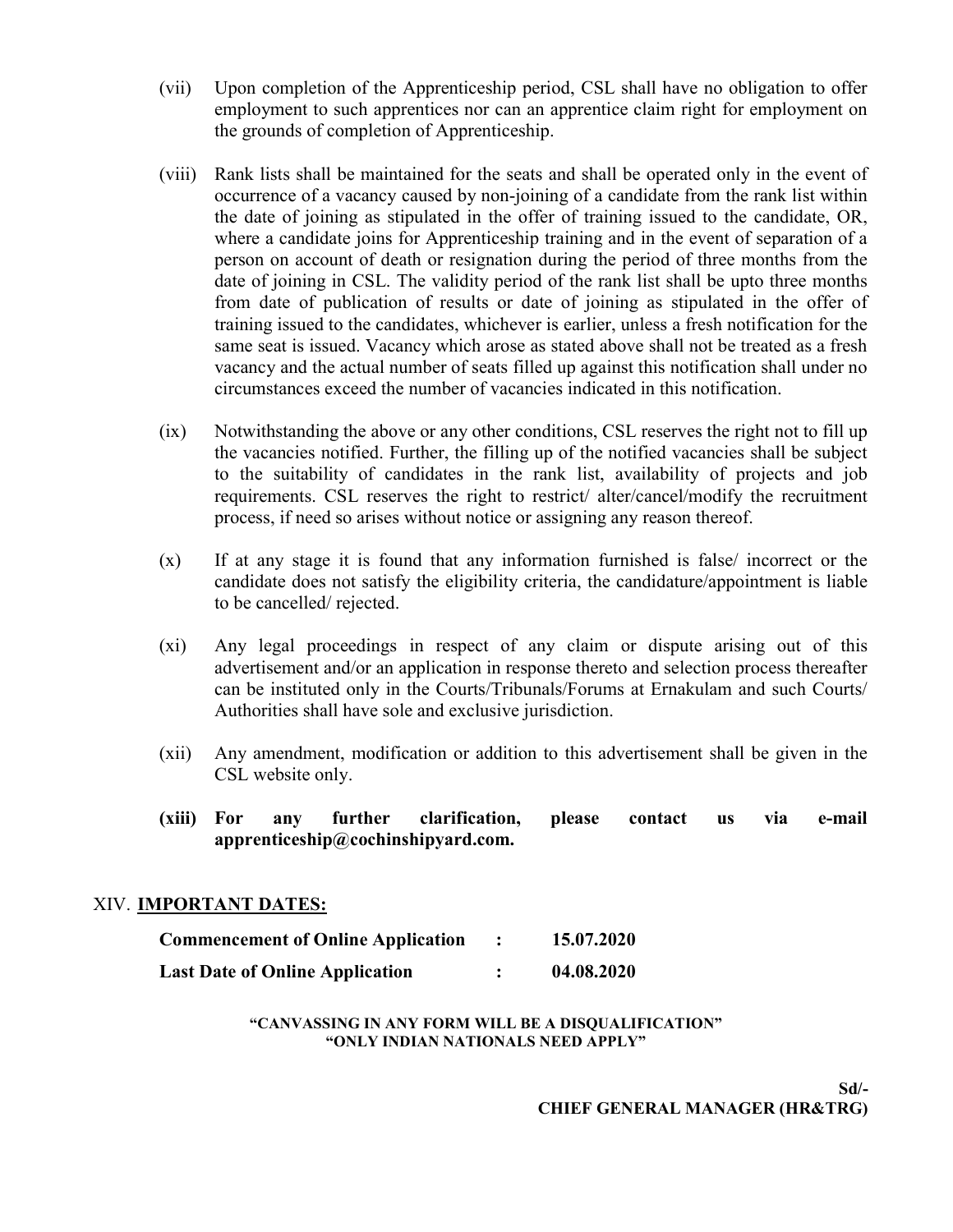(vii) Upon completion of the Apprenticeship period, CSL shall have no obligation to offer employment to such apprentices nor can an apprentice claim right for employment on the grounds of completion of Apprenticeship.

(viii) Rank lists shall be maintained for the seats and shall be operated only in the event of occurrence of a vacancy caused by non-joining of a candidate from the rank list within the date of joining as stipulated in the offer of training issued to the candidate, OR, where a candidate joins for Apprenticeship training and in the event of separation of a person on account of death or resignation during the period of three months from the date of joining in CSL. The validity period of the rank list shall be upto three months from date of publication of results or date of joining as stipulated in the offer of training issued to the candidates, whichever is earlier, unless a fresh notification for the same seat is issued. Vacancy which arose as stated above shall not be treated as a fresh vacancy and the actual number of seats filled up against this notification shall under no circumstances exceed the number of vacancies indicated in this notification.

(ix) Notwithstanding the above or any other conditions, CSL reserves the right not to fill up the vacancies notified. Further, the filling up of the notified vacancies shall be subject to the suitability of candidates in the rank list, availability of projects and job requirements. CSL reserves the right to restrict/ alter/cancel/modify the recruitment process, if need so arises without notice or assigning any reason thereof.

(x) If at any stage it is found that any information furnished is false/ incorrect or the candidate does not satisfy the eligibility criteria, the candidature/appointment is liable to be cancelled/ rejected.

(xi) Any legal proceedings in respect of any claim or dispute arising out of this advertisement and/or an application in response thereto and selection process thereafter can be instituted only in the Courts/Tribunals/Forums at Ernakulam and such Courts/ Authorities shall have sole and exclusive jurisdiction.

(xii) Any amendment, modification or addition to this advertisement shall be given in the CSL website only.

**(xiii) For any further clarification, please contact us via e-mail apprenticeship@cochinshipyard.com.**

## XIV. IMPORTANT DATES:

| | | |
|---|---|---|
| **Commencement of Online Application** | **:** | **15.07.2020** |
| **Last Date of Online Application** | **:** | **04.08.2020** |

**"CANVASSING IN ANY FORM WILL BE A DISQUALIFICATION"**
**"ONLY INDIAN NATIONALS NEED APPLY"**

**Sd/-**
**CHIEF GENERAL MANAGER (HR&TRG)**